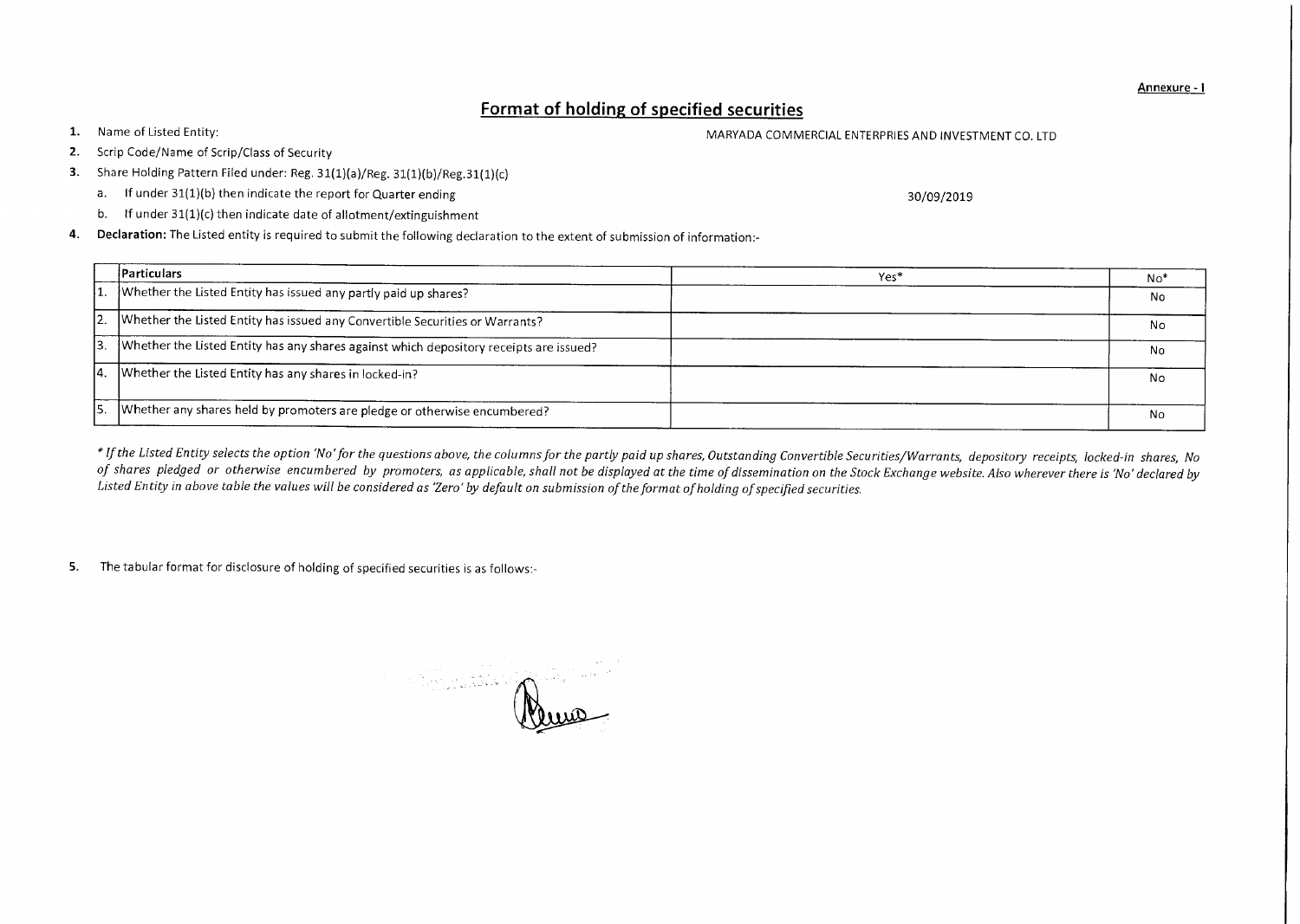Annexure - I

# Format of holding of specified securities

1. Name of Listed Entity: MARYADA COMMERCIAL ENTERPRIES AND INVESTMENT CO. LTD
2. Scrip Code/Name of Scrip/Class of Security
3. Share Holding Pattern Filed under: Reg. 31(1)(a)/Reg. 31(1)(b)/Reg.31(1)(c)
   a. If under 31(1)(b) then indicate the report for Quarter ending 30/09/2019
   b. If under 31(1)(c) then indicate date of allotment/extinguishment
4. **Declaration:** The Listed entity is required to submit the following declaration to the extent of submission of information:-

| | Particulars | Yes* | No* |
|---|---|---|---|
| 1. | Whether the Listed Entity has issued any partly paid up shares? | | No |
| 2. | Whether the Listed Entity has issued any Convertible Securities or Warrants? | | No |
| 3. | Whether the Listed Entity has any shares against which depository receipts are issued? | | No |
| 4. | Whether the Listed Entity has any shares in locked-in? | | No |
| 5. | Whether any shares held by promoters are pledge or otherwise encumbered? | | No |

*\* If the Listed Entity selects the option 'No' for the questions above, the columns for the partly paid up shares, Outstanding Convertible Securities/Warrants, depository receipts, locked-in shares, No of shares pledged or otherwise encumbered by promoters, as applicable, shall not be displayed at the time of dissemination on the Stock Exchange website. Also wherever there is 'No' declared by Listed Entity in above table the values will be considered as 'Zero' by default on submission of the format of holding of specified securities.*

5. The tabular format for disclosure of holding of specified securities is as follows:-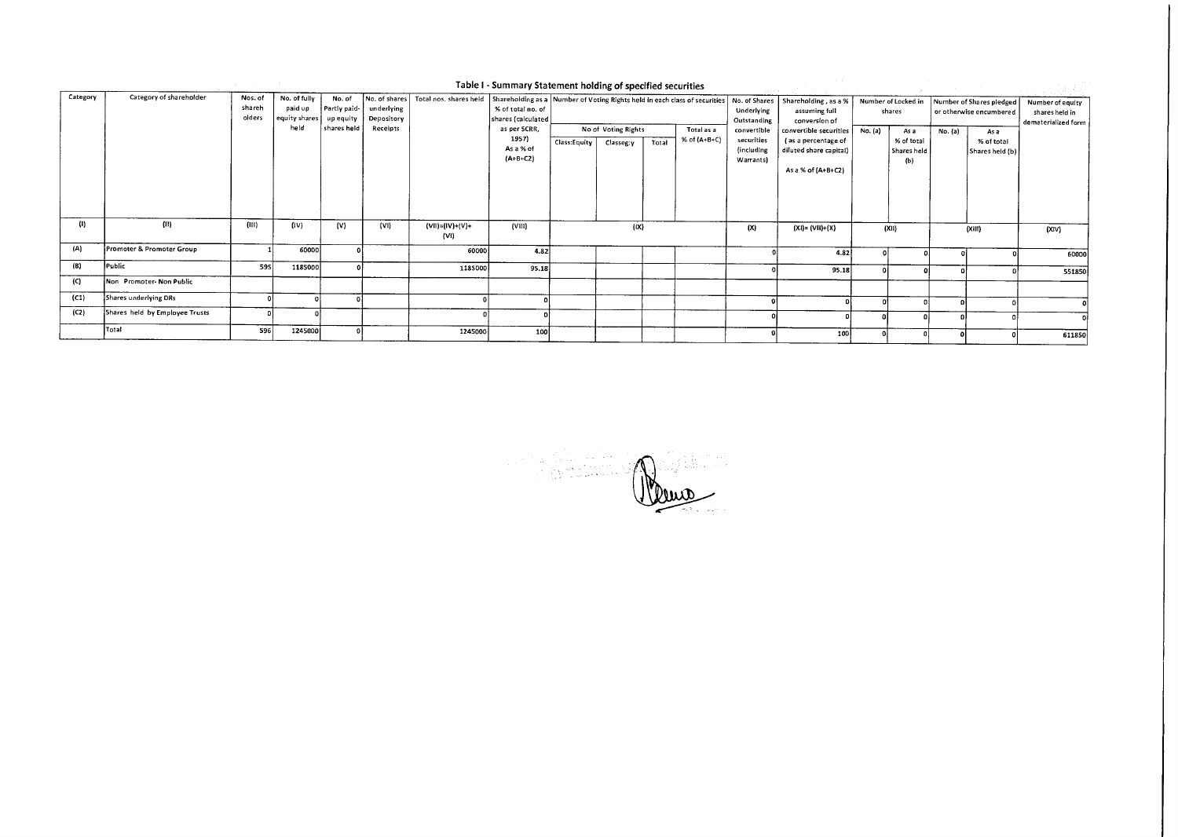## Table I - Summary Statement holding of specified securities

| Category | Category of shareholder | Nos. of shareholders | No. of fully paid up equity shares held | No. of Partly paid-up equity shares held | No. of shares underlying Depository Receipts | Total nos. shares held | Shareholding as a % of total no. of shares (calculated as per SCRR, 1957) As a % of (A+B+C2) | Number of Voting Rights held in each class of securities | | | | No. of Shares Underlying Outstanding convertible securities (including Warrants) | Shareholding , as a % assuming full conversion of convertible securities ( as a percentage of diluted share capital) As a % of (A+B+C2) | Number of Locked in shares | | Number of Shares pledged or otherwise encumbered | | Number of equity shares held in dematerialized form |
|---|---|---|---|---|---|---|---|---|---|---|---|---|---|---|---|---|---|---|
| | | | | | | | | No of Voting Rights | | | Total as a % of (A+B+C) | | | No. (a) | As a % of total Shares held (b) | No. (a) | As a % of total Shares held (b) | |
| | | | | | | | | Class:Equity | Classeg:y | Total | | | | | | | | |
| (I) | (II) | (III) | (IV) | (V) | (VI) | (VII)=(IV)+(V)+ (VI) | (VIII) | (IX) | | | | (X) | (XI)= (VII)+(X) | (XII) | | (XIII) | | (XIV) |
| (A) | Promoter & Promoter Group | 1 | 60000 | 0 | | 60000 | 4.82 | | | | | 0 | 4.82 | 0 | 0 | 0 | 0 | 60000 |
| (B) | Public | 595 | 1185000 | 0 | | 1185000 | 95.18 | | | | | 0 | 95.18 | 0 | 0 | 0 | 0 | 551850 |
| (C) | Non Promoter- Non Public | | | | | | | | | | | | | | | | | |
| (C1) | Shares underlying DRs | 0 | 0 | 0 | | 0 | 0 | | | | | 0 | 0 | 0 | 0 | 0 | 0 | 0 |
| (C2) | Shares held by Employee Trusts | 0 | 0 | | | 0 | 0 | | | | | 0 | 0 | 0 | 0 | 0 | 0 | 0 |
| | Total | 596 | 1245000 | 0 | | 1245000 | 100 | | | | | 0 | 100 | 0 | 0 | 0 | 0 | 611850 |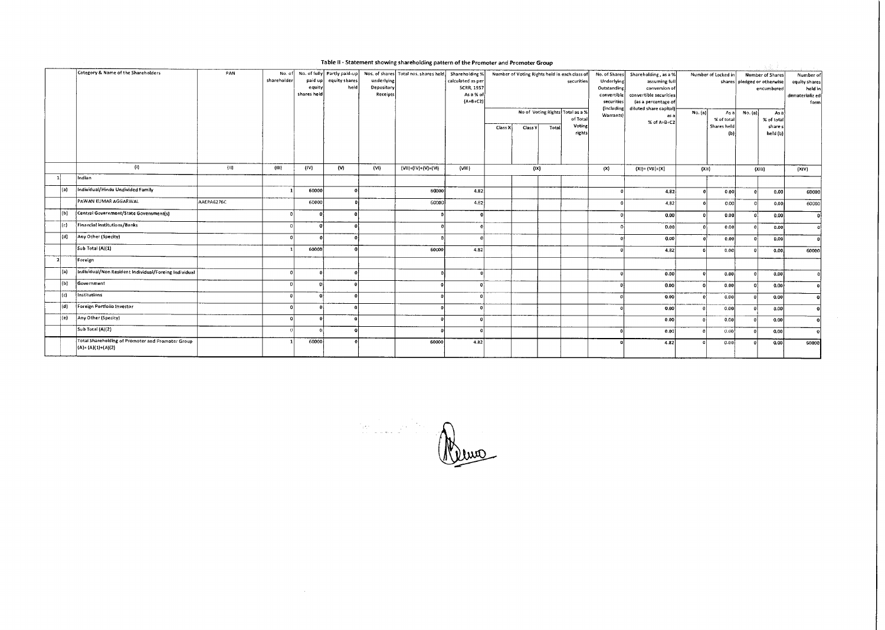## Table II - Statement showing shareholding pattern of the Promoter and Promoter Group

| | | Category & Name of the Shareholders | PAN | No. of shareholder | No. of fully paid up equity shares held | Partly paid-up equity shares held | Nos. of shares underlying Depository Receipts | Total nos. shares held | Shareholding % calculated as per SCRR, 1957 As a % of (A+B+C2) | Number of Voting Rights held in each class of securities | | | | No. of Shares Underlying Outstanding convertible securities (including Warrants) | Shareholding , as a % assuming full conversion of convertible securities (as a percentage of diluted share capital) as a % of A+B+C2 | Number of Locked in shares | | Number of Shares pledged or otherwise encumbered | | Number of equity shares held in dematerializ ed form |
|---|---|---|---|---|---|---|---|---|---|---|---|---|---|---|---|---|---|---|---|---|
| | | | | | | | | | | No of Voting Rights | | | Total as a % of Total Voting rights | | | No. (a) | As a % of total Shares held (b) | No. (a) | As a % of total share s held (b) | |
| | | | | | | | | | | Class X | Class Y | Total | | | | | | | | |
| | | (I) | (II) | (III) | (IV) | (V) | (VI) | (VII)=(IV)+(V)+(VI) | (VIII) | (IX) | | | | (X) | (XI)= (VII)+(X) | (XII) | | (XIII) | | (XIV) |
| 1 | | Indian | | | | | | | | | | | | | | | | | | |
| | (a) | Individual/Hindu Undivided Family | | 1 | 60000 | 0 | | 60000 | 4.82 | | | | | 0 | 4.82 | 0 | 0.00 | 0 | 0.00 | 60000 |
| | | PAWAN KUMAR AGGARWAL | AAEPA6276C | | 60000 | 0 | | 60000 | 4.82 | | | | | 0 | 4.82 | 0 | 0.00 | 0 | 0.00 | 60000 |
| | (b) | Central Government/State Government(s) | | 0 | 0 | 0 | | 0 | 0 | | | | | 0 | 0.00 | 0 | 0.00 | 0 | 0.00 | 0 |
| | (c) | Financial Institutions/Banks | | 0 | 0 | 0 | | 0 | 0 | | | | | 0 | 0.00 | 0 | 0.00 | 0 | 0.00 | 0 |
| | (d) | Any Other (Specify) | | 0 | 0 | 0 | | 0 | 0 | | | | | 0 | 0.00 | 0 | 0.00 | 0 | 0.00 | 0 |
| | | Sub Total (A)(1) | | 1 | 60000 | 0 | | 60000 | 4.82 | | | | | 0 | 4.82 | 0 | 0.00 | 0 | 0.00 | 60000 |
| 2 | | Foreign | | | | | | | | | | | | | | | | | | |
| | (a) | Individual/Non Resident Individual/Foreing Individual | | 0 | 0 | 0 | | 0 | 0 | | | | | 0 | 0.00 | 0 | 0.00 | 0 | 0.00 | 0 |
| | (b) | Government | | 0 | 0 | 0 | | 0 | 0 | | | | | 0 | 0.00 | 0 | 0.00 | 0 | 0.00 | 0 |
| | (c) | Institutions | | 0 | 0 | 0 | | 0 | 0 | | | | | 0 | 0.00 | 0 | 0.00 | 0 | 0.00 | 0 |
| | (d) | Foreign Portfolio Investor | | 0 | 0 | 0 | | 0 | 0 | | | | | 0 | 0.00 | 0 | 0.00 | 0 | 0.00 | 0 |
| | (e) | Any Other (Specify) | | 0 | 0 | 0 | | 0 | 0 | | | | | | 0.00 | 0 | 0.00 | 0 | 0.00 | 0 |
| | | Sub Total (A)(2) | | 0 | 0 | 0 | | 0 | 0 | | | | | 0 | 0.00 | 0 | 0.00 | 0 | 0.00 | 0 |
| | | Total Shareholding of Promoter and Promoter Group (A)= (A)(1)+(A)(2) | | 1 | 60000 | 0 | | 60000 | 4.82 | | | | | 0 | 4.82 | 0 | 0.00 | 0 | 0.00 | 60000 |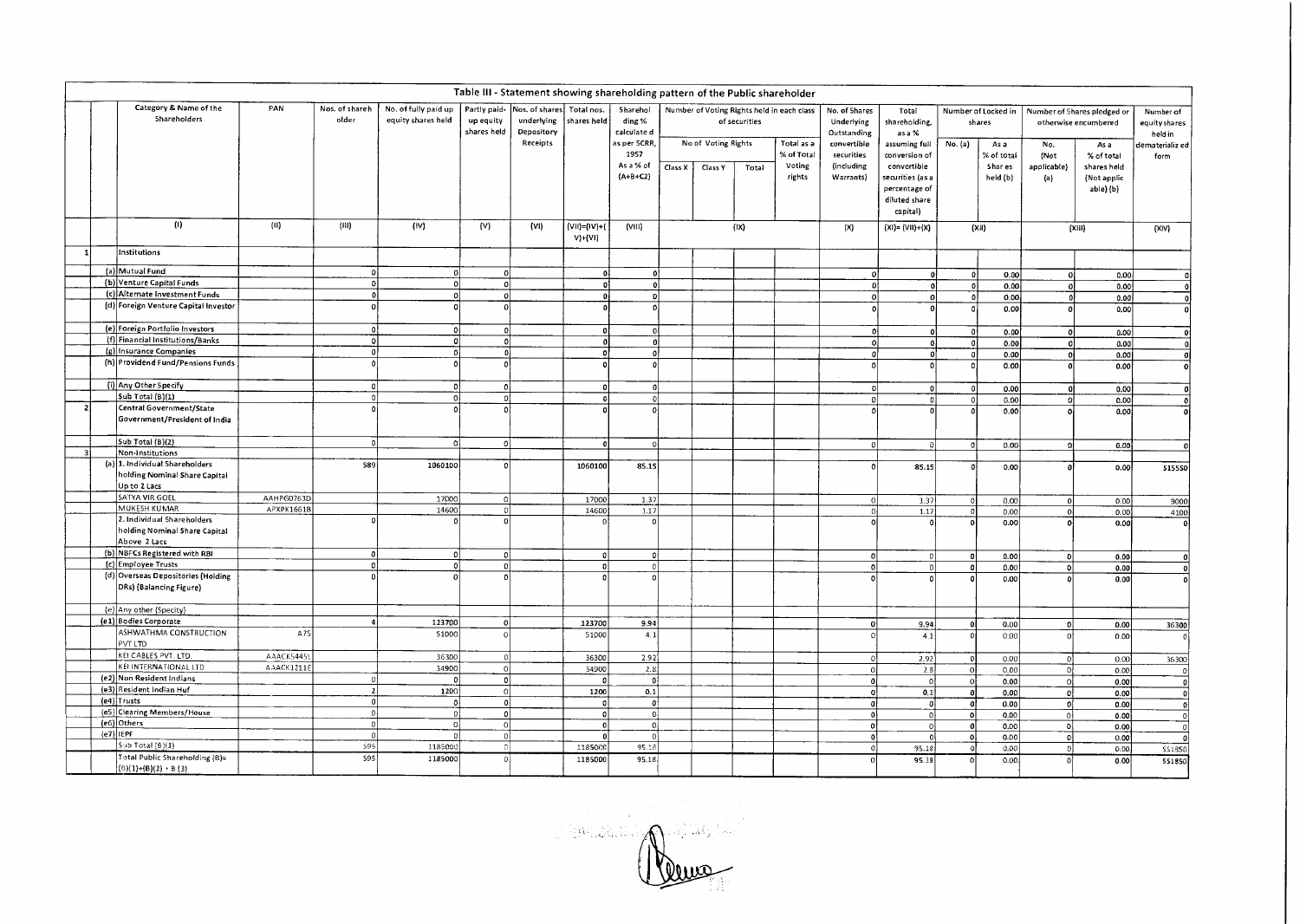## Table III - Statement showing shareholding pattern of the Public shareholder

| | | Category & Name of the Shareholders | PAN | Nos. of shareholder | No. of fully paid up equity shares held | Partly paid-up equity shares held | Nos. of shares underlying Depository Receipts | Total nos. shares held | Shareholding % calculated as per SCRR, 1957 As a % of (A+B+C2) | Number of Voting Rights held in each class of securities | | | | No. of Shares Underlying Outstanding convertible securities (including Warrants) | Total shareholding, as a % assuming full conversion of convertible securities (as a percentage of diluted share capital) | Number of Locked in shares | | Number of Shares pledged or otherwise encumbered | | Number of equity shares held in dematerialized form |
|---|---|---|---|---|---|---|---|---|---|---|---|---|---|---|---|---|---|---|---|---|
| | | | | | | | | | | No of Voting Rights | | | Total as a % of Total Voting rights | | | No. (a) | As a % of total Shares held (b) | No. (Not applicable) (a) | As a % of total shares held (Not applicable) (b) | |
| | | | | | | | | | | Class X | Class Y | Total | | | | | | | | |
| | | (I) | (II) | (III) | (IV) | (V) | (VI) | (VII)=(IV)+(V)+(VI) | (VIII) | (IX) | | | | (X) | (XI)= (VII)+(X) | (XII) | | (XIII) | | (XIV) |
| 1 | | Institutions | | | | | | | | | | | | | | | | | | |
| | (a) | Mutual Fund | | 0 | 0 | 0 | | 0 | 0 | | | | | 0 | 0 | 0 | 0.00 | 0 | 0.00 | 0 |
| | (b) | Venture Capital Funds | | 0 | 0 | 0 | | 0 | 0 | | | | | 0 | 0 | 0 | 0.00 | 0 | 0.00 | 0 |
| | (c) | Alternate Investment Funds | | 0 | 0 | 0 | | 0 | 0 | | | | | 0 | 0 | 0 | 0.00 | 0 | 0.00 | 0 |
| | (d) | Foreign Venture Capital Investor | | 0 | 0 | 0 | | 0 | 0 | | | | | 0 | 0 | 0 | 0.00 | 0 | 0.00 | 0 |
| | (e) | Foreign Portfolio Investors | | 0 | 0 | 0 | | 0 | 0 | | | | | 0 | 0 | 0 | 0.00 | 0 | 0.00 | 0 |
| | (f) | Financial Institutions/Banks | | 0 | 0 | 0 | | 0 | 0 | | | | | 0 | 0 | 0 | 0.00 | 0 | 0.00 | 0 |
| | (g) | Insurance Companies | | 0 | 0 | 0 | | 0 | 0 | | | | | 0 | 0 | 0 | 0.00 | 0 | 0.00 | 0 |
| | (h) | Providend Fund/Pensions Funds | | 0 | 0 | 0 | | 0 | 0 | | | | | 0 | 0 | 0 | 0.00 | 0 | 0.00 | 0 |
| | (i) | Any Other Specify | | 0 | 0 | 0 | | 0 | 0 | | | | | 0 | 0 | 0 | 0.00 | 0 | 0.00 | 0 |
| | | Sub Total (B)(1) | | 0 | 0 | 0 | | 0 | 0 | | | | | 0 | 0 | 0 | 0.00 | 0 | 0.00 | 0 |
| 2 | | Central Government/State Government/President of India | | 0 | 0 | 0 | | 0 | 0 | | | | | 0 | 0 | 0 | 0.00 | 0 | 0.00 | 0 |
| | | Sub Total (B)(2) | | 0 | 0 | 0 | | 0 | 0 | | | | | 0 | 0 | 0 | 0.00 | 0 | 0.00 | 0 |
| 3 | | Non-Institutions | | | | | | | | | | | | | | | | | | |
| | (a) | 1. Individual Shareholders holding Nominal Share Capital Up to 2 Lacs | | 589 | 1060100 | 0 | | 1060100 | 85.15 | | | | | 0 | 85.15 | 0 | 0.00 | 0 | 0.00 | 515550 |
| | | SATYA VIR GOEL | AAHPG0763D | | 17000 | 0 | | 17000 | 1.37 | | | | | 0 | 1.37 | 0 | 0.00 | 0 | 0.00 | 9000 |
| | | MUKESH KUMAR | APXPK1661B | | 14600 | 0 | | 14600 | 1.17 | | | | | 0 | 1.17 | 0 | 0.00 | 0 | 0.00 | 4100 |
| | | 2. Individual Shareholders holding Nominal Share Capital Above 2 Lacs | | 0 | 0 | 0 | | 0 | 0 | | | | | 0 | 0 | 0 | 0.00 | 0 | 0.00 | 0 |
| | (b) | NBFCs Registered with RBI | | 0 | 0 | 0 | | 0 | 0 | | | | | 0 | 0 | 0 | 0.00 | 0 | 0.00 | 0 |
| | (c) | Employee Trusts | | 0 | 0 | 0 | | 0 | 0 | | | | | 0 | 0 | 0 | 0.00 | 0 | 0.00 | 0 |
| | (d) | Overseas Depositories (Holding DRs) (Balancing Figure) | | 0 | 0 | 0 | | 0 | 0 | | | | | 0 | 0 | 0 | 0.00 | 0 | 0.00 | 0 |
| | (e) | Any other (Specify) | | | | | | | | | | | | | | | | | | |
| | (e1) | Bodies Corporate | | 4 | 123700 | 0 | | 123700 | 9.94 | | | | | 0 | 9.94 | 0 | 0.00 | 0 | 0.00 | 36300 |
| | | ASHWATHMA CONSTRUCTION PVT LTD | A7S | | 51000 | 0 | | 51000 | 4.1 | | | | | 0 | 4.1 | 0 | 0.00 | 0 | 0.00 | 0 |
| | | KEI CABLES PVT. LTD. | AAACK5445L | | 36300 | 0 | | 36300 | 2.92 | | | | | 0 | 2.92 | 0 | 0.00 | 0 | 0.00 | 36300 |
| | | KEI INTERNATIONAL LTD | AAACK1211E | | 34900 | 0 | | 34900 | 2.8 | | | | | 0 | 2.8 | 0 | 0.00 | 0 | 0.00 | 0 |
| | (e2) | Non Resident Indians | | 0 | 0 | 0 | | 0 | 0 | | | | | 0 | 0 | 0 | 0.00 | 0 | 0.00 | 0 |
| | (e3) | Resident Indian Huf | | 2 | 1200 | 0 | | 1200 | 0.1 | | | | | 0 | 0.1 | 0 | 0.00 | 0 | 0.00 | 0 |
| | (e4) | Trusts | | 0 | 0 | 0 | | 0 | 0 | | | | | 0 | 0 | 0 | 0.00 | 0 | 0.00 | 0 |
| | (e5) | Clearing Members/House | | 0 | 0 | 0 | | 0 | 0 | | | | | 0 | 0 | 0 | 0.00 | 0 | 0.00 | 0 |
| | (e6) | Others | | 0 | 0 | 0 | | 0 | 0 | | | | | 0 | 0 | 0 | 0.00 | 0 | 0.00 | 0 |
| | (e7) | IEPF | | 0 | 0 | 0 | | 0 | 0 | | | | | 0 | 0 | 0 | 0.00 | 0 | 0.00 | 0 |
| | | Sub Total (B)(3) | | 595 | 1185000 | 0 | | 1185000 | 95.18 | | | | | 0 | 95.18 | 0 | 0.00 | 0 | 0.00 | 551850 |
| | | Total Public Shareholding (B)= (B)(1)+(B)(2) + B (3) | | 595 | 1185000 | 0 | | 1185000 | 95.18 | | | | | 0 | 95.18 | 0 | 0.00 | 0 | 0.00 | 551850 |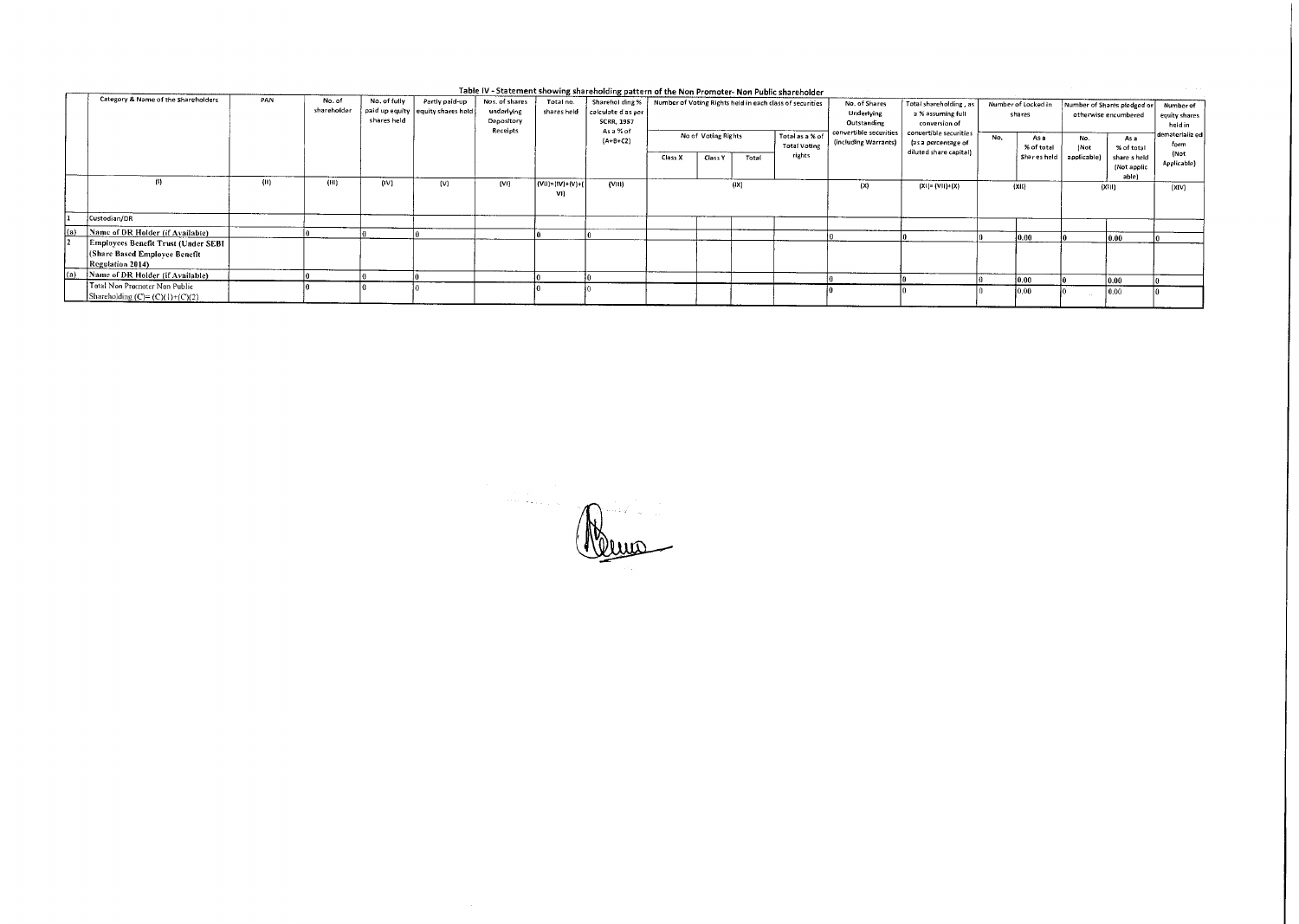## Table IV - Statement showing shareholding pattern of the Non Promoter- Non Public shareholder

| | Category & Name of the Shareholders | PAN | No. of shareholder | No. of fully paid up equity shares held | Partly paid-up equity shares held | Nos. of shares underlying Depository Receipts | Total no. shares held | Sharehol ding % calculate d as per SCRR, 1957 As a % of (A+B+C2) | Number of Voting Rights held in each class of securities | | | | No. of Shares Underlying Outstanding convertible securities (including Warrants) | Total shareholding , as a % assuming full conversion of convertible securities (as a percentage of diluted share capital) | Number of Locked in shares | | Number of Shares pledged or otherwise encumbered | | Number of equity shares held in dematerializ ed form (Not Applicable) |
|---|---|---|---|---|---|---|---|---|---|---|---|---|---|---|---|---|---|---|---|
| | | | | | | | | | No of Voting Rights | | | Total as a % of Total Voting rights | | | No. | As a % of total Shar es held | No. (Not applicable) | As a % of total share s held (Not applic able) | |
| | | | | | | | | | Class X | Class Y | Total | | | | | | | | |
| | (I) | (II) | (III) | (IV) | (V) | (VI) | (VII)=(IV)+(V)+(VI) | (VIII) | (IX) | | | | (X) | (XI)= (VII)+(X) | (XII) | | (XIII) | | (XIV) |
| 1 | Custodian/DR | | | | | | | | | | | | | | | | | | |
| (a) | Name of DR Holder (if Available) | | 0 | 0 | 0 | | 0 | 0 | | | | | 0 | 0 | 0 | 0.00 | 0 | 0.00 | 0 |
| 2 | Employees Benefit Trust (Under SEBI (Share Based Employee Benefit Regulation 2014) | | | | | | | | | | | | | | | | | | |
| (a) | Name of DR Holder (if Available) | | 0 | 0 | 0 | | 0 | 0 | | | | | 0 | 0 | 0 | 0.00 | 0 | 0.00 | 0 |
| | Total Non Promoter Non Public Shareholding (C)= (C)(1)+(C)(2) | | 0 | 0 | 0 | | 0 | 0 | | | | | 0 | 0 | 0 | 0.00 | 0 | 0.00 | 0 |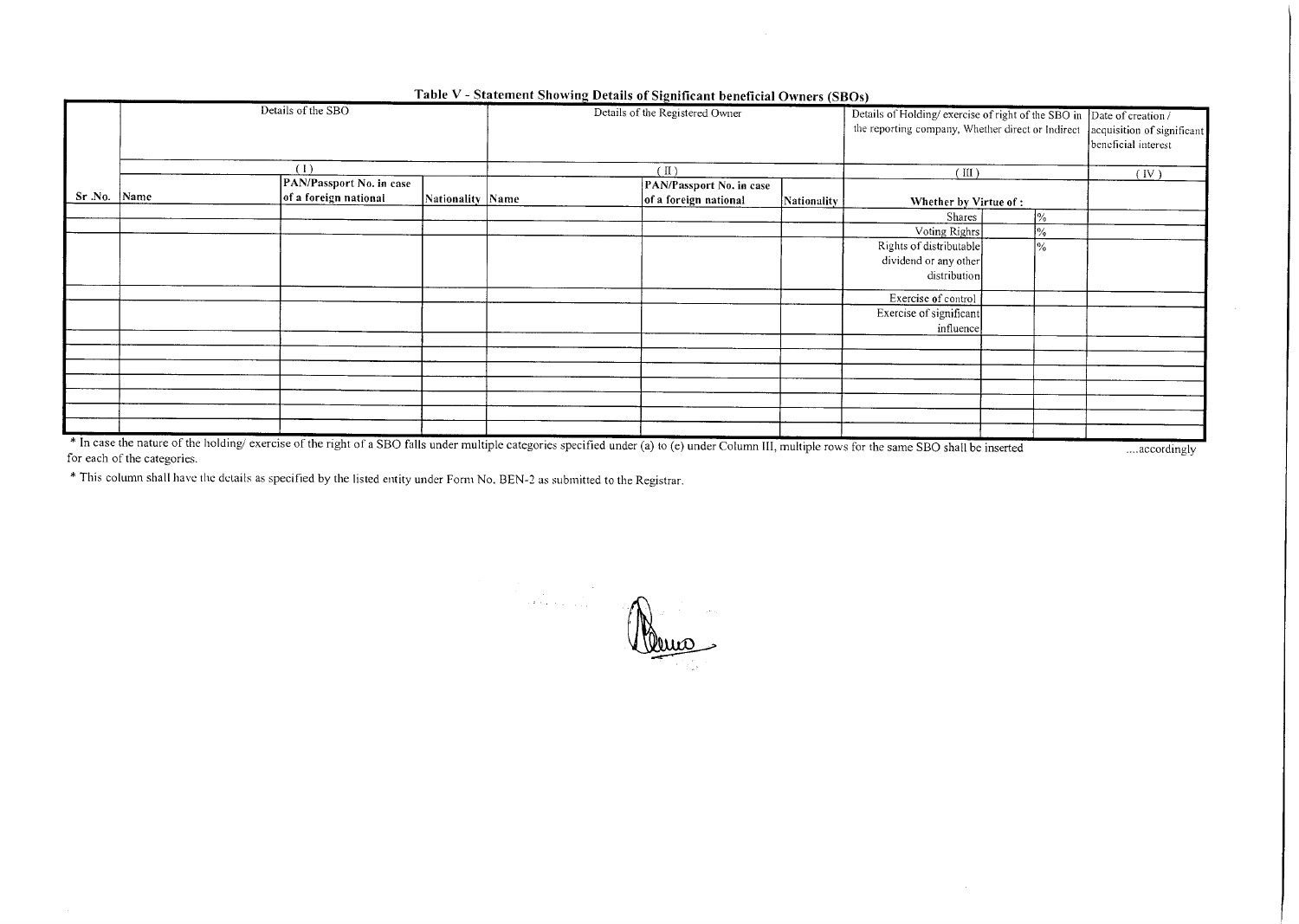## Table V - Statement Showing Details of Significant beneficial Owners (SBOs)

| | Details of the SBO | | | Details of the Registered Owner | | | Details of Holding/ exercise of right of the SBO in the reporting company, Whether direct or Indirect | | | Date of creation / acquisition of significant beneficial interest |
|---|---|---|---|---|---|---|---|---|---|---|
| | (I) | | | (II) | | | (III) | | | (IV) |
| Sr .No. | Name | PAN/Passport No. in case of a foreign national | Nationality | Name | PAN/Passport No. in case of a foreign national | Nationality | Whether by Virtue of : | | | |
| | | | | | | | Shares | | % | |
| | | | | | | | Voting Righrs | | % | |
| | | | | | | | Rights of distributable dividend or any other distribution | | % | |
| | | | | | | | Exercise of control | | | |
| | | | | | | | Exercise of significant influence | | | |
| | | | | | | | | | | |
| | | | | | | | | | | |
| | | | | | | | | | | |
| | | | | | | | | | | |
| | | | | | | | | | | |
| | | | | | | | | | | |

* In case the nature of the holding/ exercise of the right of a SBO falls under multiple categories specified under (a) to (e) under Column III, multiple rows for the same SBO shall be inserted ....accordingly for each of the categories.

* This column shall have the details as specified by the listed entity under Form No. BEN-2 as submitted to the Registrar.